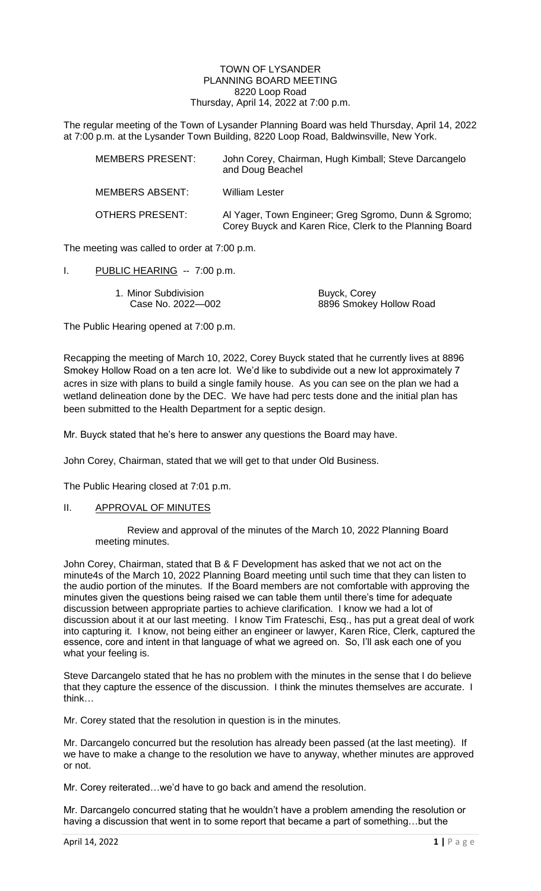TOWN OF LYSANDER
PLANNING BOARD MEETING
8220 Loop Road
Thursday, April 14, 2022 at 7:00 p.m.

The regular meeting of the Town of Lysander Planning Board was held Thursday, April 14, 2022 at 7:00 p.m. at the Lysander Town Building, 8220 Loop Road, Baldwinsville, New York.

| | |
|---|---|
| MEMBERS PRESENT: | John Corey, Chairman, Hugh Kimball; Steve Darcangelo and Doug Beachel |
| MEMBERS ABSENT: | William Lester |
| OTHERS PRESENT: | Al Yager, Town Engineer; Greg Sgromo, Dunn & Sgromo; Corey Buyck and Karen Rice, Clerk to the Planning Board |

The meeting was called to order at 7:00 p.m.

I. PUBLIC HEARING -- 7:00 p.m.

1. Minor Subdivision — Buyck, Corey
   Case No. 2022—002 — 8896 Smokey Hollow Road

The Public Hearing opened at 7:00 p.m.

Recapping the meeting of March 10, 2022, Corey Buyck stated that he currently lives at 8896 Smokey Hollow Road on a ten acre lot. We'd like to subdivide out a new lot approximately 7 acres in size with plans to build a single family house. As you can see on the plan we had a wetland delineation done by the DEC. We have had perc tests done and the initial plan has been submitted to the Health Department for a septic design.

Mr. Buyck stated that he's here to answer any questions the Board may have.

John Corey, Chairman, stated that we will get to that under Old Business.

The Public Hearing closed at 7:01 p.m.

II. APPROVAL OF MINUTES

Review and approval of the minutes of the March 10, 2022 Planning Board meeting minutes.

John Corey, Chairman, stated that B & F Development has asked that we not act on the minute4s of the March 10, 2022 Planning Board meeting until such time that they can listen to the audio portion of the minutes. If the Board members are not comfortable with approving the minutes given the questions being raised we can table them until there's time for adequate discussion between appropriate parties to achieve clarification. I know we had a lot of discussion about it at our last meeting. I know Tim Frateschi, Esq., has put a great deal of work into capturing it. I know, not being either an engineer or lawyer, Karen Rice, Clerk, captured the essence, core and intent in that language of what we agreed on. So, I'll ask each one of you what your feeling is.

Steve Darcangelo stated that he has no problem with the minutes in the sense that I do believe that they capture the essence of the discussion. I think the minutes themselves are accurate. I think…

Mr. Corey stated that the resolution in question is in the minutes.

Mr. Darcangelo concurred but the resolution has already been passed (at the last meeting). If we have to make a change to the resolution we have to anyway, whether minutes are approved or not.

Mr. Corey reiterated…we'd have to go back and amend the resolution.

Mr. Darcangelo concurred stating that he wouldn't have a problem amending the resolution or having a discussion that went in to some report that became a part of something…but the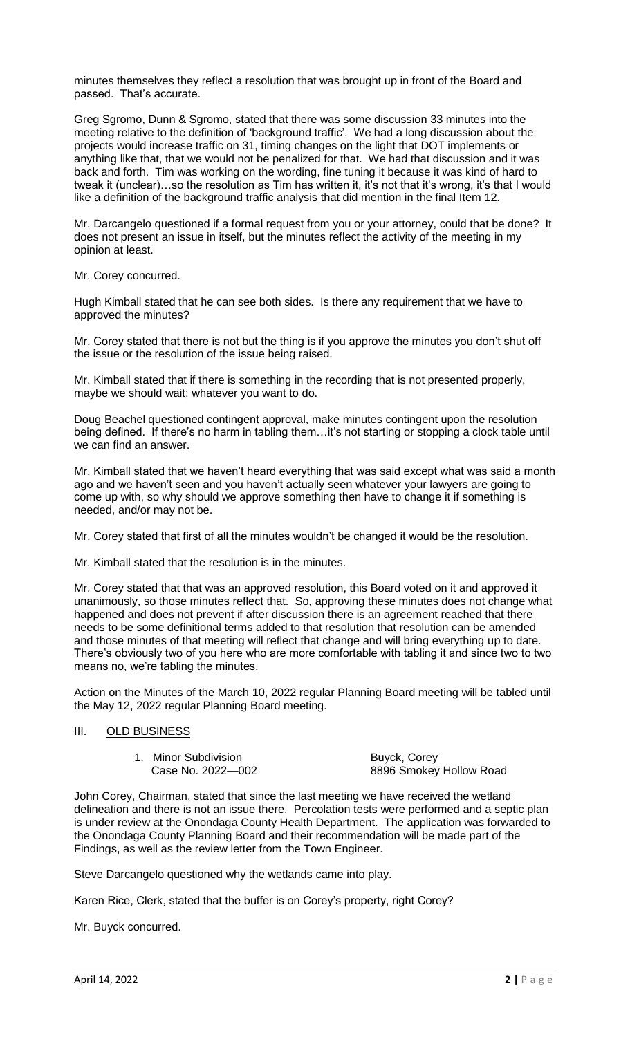minutes themselves they reflect a resolution that was brought up in front of the Board and passed. That's accurate.

Greg Sgromo, Dunn & Sgromo, stated that there was some discussion 33 minutes into the meeting relative to the definition of 'background traffic'. We had a long discussion about the projects would increase traffic on 31, timing changes on the light that DOT implements or anything like that, that we would not be penalized for that. We had that discussion and it was back and forth. Tim was working on the wording, fine tuning it because it was kind of hard to tweak it (unclear)…so the resolution as Tim has written it, it's not that it's wrong, it's that I would like a definition of the background traffic analysis that did mention in the final Item 12.

Mr. Darcangelo questioned if a formal request from you or your attorney, could that be done? It does not present an issue in itself, but the minutes reflect the activity of the meeting in my opinion at least.

Mr. Corey concurred.

Hugh Kimball stated that he can see both sides. Is there any requirement that we have to approved the minutes?

Mr. Corey stated that there is not but the thing is if you approve the minutes you don't shut off the issue or the resolution of the issue being raised.

Mr. Kimball stated that if there is something in the recording that is not presented properly, maybe we should wait; whatever you want to do.

Doug Beachel questioned contingent approval, make minutes contingent upon the resolution being defined. If there's no harm in tabling them…it's not starting or stopping a clock table until we can find an answer.

Mr. Kimball stated that we haven't heard everything that was said except what was said a month ago and we haven't seen and you haven't actually seen whatever your lawyers are going to come up with, so why should we approve something then have to change it if something is needed, and/or may not be.

Mr. Corey stated that first of all the minutes wouldn't be changed it would be the resolution.

Mr. Kimball stated that the resolution is in the minutes.

Mr. Corey stated that that was an approved resolution, this Board voted on it and approved it unanimously, so those minutes reflect that. So, approving these minutes does not change what happened and does not prevent if after discussion there is an agreement reached that there needs to be some definitional terms added to that resolution that resolution can be amended and those minutes of that meeting will reflect that change and will bring everything up to date. There's obviously two of you here who are more comfortable with tabling it and since two to two means no, we're tabling the minutes.

Action on the Minutes of the March 10, 2022 regular Planning Board meeting will be tabled until the May 12, 2022 regular Planning Board meeting.

## III. OLD BUSINESS

1. Minor Subdivision — Buyck, Corey
   Case No. 2022—002 — 8896 Smokey Hollow Road

John Corey, Chairman, stated that since the last meeting we have received the wetland delineation and there is not an issue there. Percolation tests were performed and a septic plan is under review at the Onondaga County Health Department. The application was forwarded to the Onondaga County Planning Board and their recommendation will be made part of the Findings, as well as the review letter from the Town Engineer.

Steve Darcangelo questioned why the wetlands came into play.

Karen Rice, Clerk, stated that the buffer is on Corey's property, right Corey?

Mr. Buyck concurred.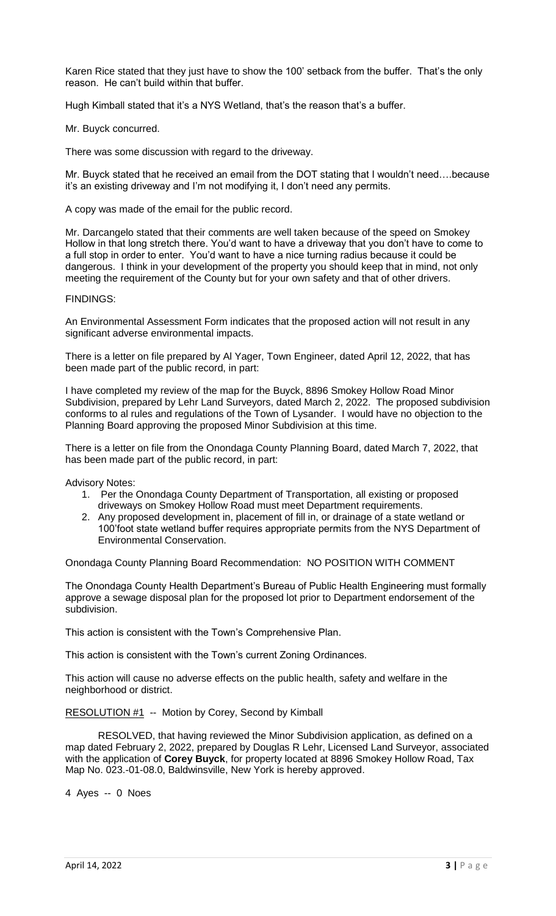Karen Rice stated that they just have to show the 100' setback from the buffer. That's the only reason. He can't build within that buffer.

Hugh Kimball stated that it's a NYS Wetland, that's the reason that's a buffer.

Mr. Buyck concurred.

There was some discussion with regard to the driveway.

Mr. Buyck stated that he received an email from the DOT stating that I wouldn't need….because it's an existing driveway and I'm not modifying it, I don't need any permits.

A copy was made of the email for the public record.

Mr. Darcangelo stated that their comments are well taken because of the speed on Smokey Hollow in that long stretch there. You'd want to have a driveway that you don't have to come to a full stop in order to enter. You'd want to have a nice turning radius because it could be dangerous. I think in your development of the property you should keep that in mind, not only meeting the requirement of the County but for your own safety and that of other drivers.

FINDINGS:

An Environmental Assessment Form indicates that the proposed action will not result in any significant adverse environmental impacts.

There is a letter on file prepared by Al Yager, Town Engineer, dated April 12, 2022, that has been made part of the public record, in part:

I have completed my review of the map for the Buyck, 8896 Smokey Hollow Road Minor Subdivision, prepared by Lehr Land Surveyors, dated March 2, 2022. The proposed subdivision conforms to al rules and regulations of the Town of Lysander. I would have no objection to the Planning Board approving the proposed Minor Subdivision at this time.

There is a letter on file from the Onondaga County Planning Board, dated March 7, 2022, that has been made part of the public record, in part:

Advisory Notes:

1. Per the Onondaga County Department of Transportation, all existing or proposed driveways on Smokey Hollow Road must meet Department requirements.
2. Any proposed development in, placement of fill in, or drainage of a state wetland or 100'foot state wetland buffer requires appropriate permits from the NYS Department of Environmental Conservation.

Onondaga County Planning Board Recommendation: NO POSITION WITH COMMENT

The Onondaga County Health Department's Bureau of Public Health Engineering must formally approve a sewage disposal plan for the proposed lot prior to Department endorsement of the subdivision.

This action is consistent with the Town's Comprehensive Plan.

This action is consistent with the Town's current Zoning Ordinances.

This action will cause no adverse effects on the public health, safety and welfare in the neighborhood or district.

RESOLUTION #1 -- Motion by Corey, Second by Kimball

RESOLVED, that having reviewed the Minor Subdivision application, as defined on a map dated February 2, 2022, prepared by Douglas R Lehr, Licensed Land Surveyor, associated with the application of **Corey Buyck**, for property located at 8896 Smokey Hollow Road, Tax Map No. 023.-01-08.0, Baldwinsville, New York is hereby approved.

4 Ayes -- 0 Noes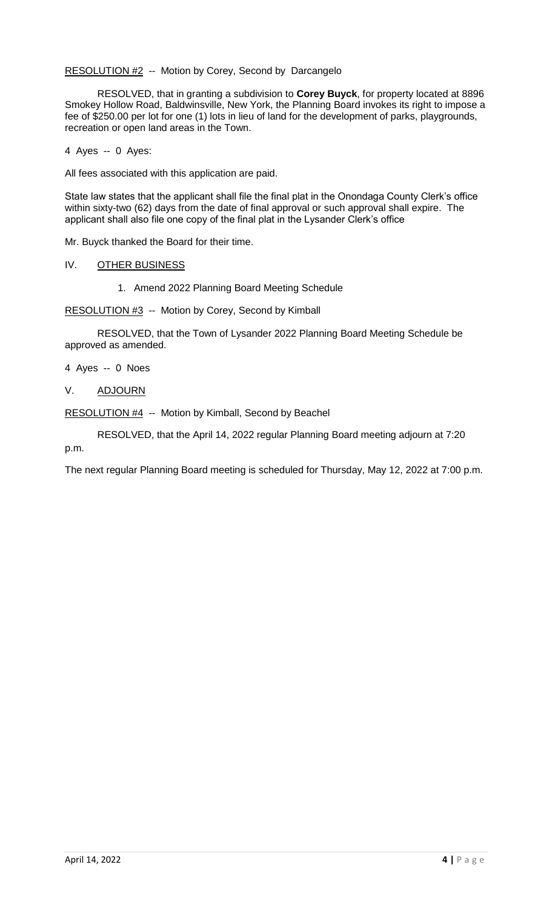RESOLUTION #2 -- Motion by Corey, Second by Darcangelo

RESOLVED, that in granting a subdivision to **Corey Buyck**, for property located at 8896 Smokey Hollow Road, Baldwinsville, New York, the Planning Board invokes its right to impose a fee of $250.00 per lot for one (1) lots in lieu of land for the development of parks, playgrounds, recreation or open land areas in the Town.

4 Ayes -- 0 Ayes:

All fees associated with this application are paid.

State law states that the applicant shall file the final plat in the Onondaga County Clerk's office within sixty-two (62) days from the date of final approval or such approval shall expire. The applicant shall also file one copy of the final plat in the Lysander Clerk's office

Mr. Buyck thanked the Board for their time.

## IV. OTHER BUSINESS

1. Amend 2022 Planning Board Meeting Schedule

RESOLUTION #3 -- Motion by Corey, Second by Kimball

RESOLVED, that the Town of Lysander 2022 Planning Board Meeting Schedule be approved as amended.

4 Ayes -- 0 Noes

## V. ADJOURN

RESOLUTION #4 -- Motion by Kimball, Second by Beachel

RESOLVED, that the April 14, 2022 regular Planning Board meeting adjourn at 7:20 p.m.

The next regular Planning Board meeting is scheduled for Thursday, May 12, 2022 at 7:00 p.m.